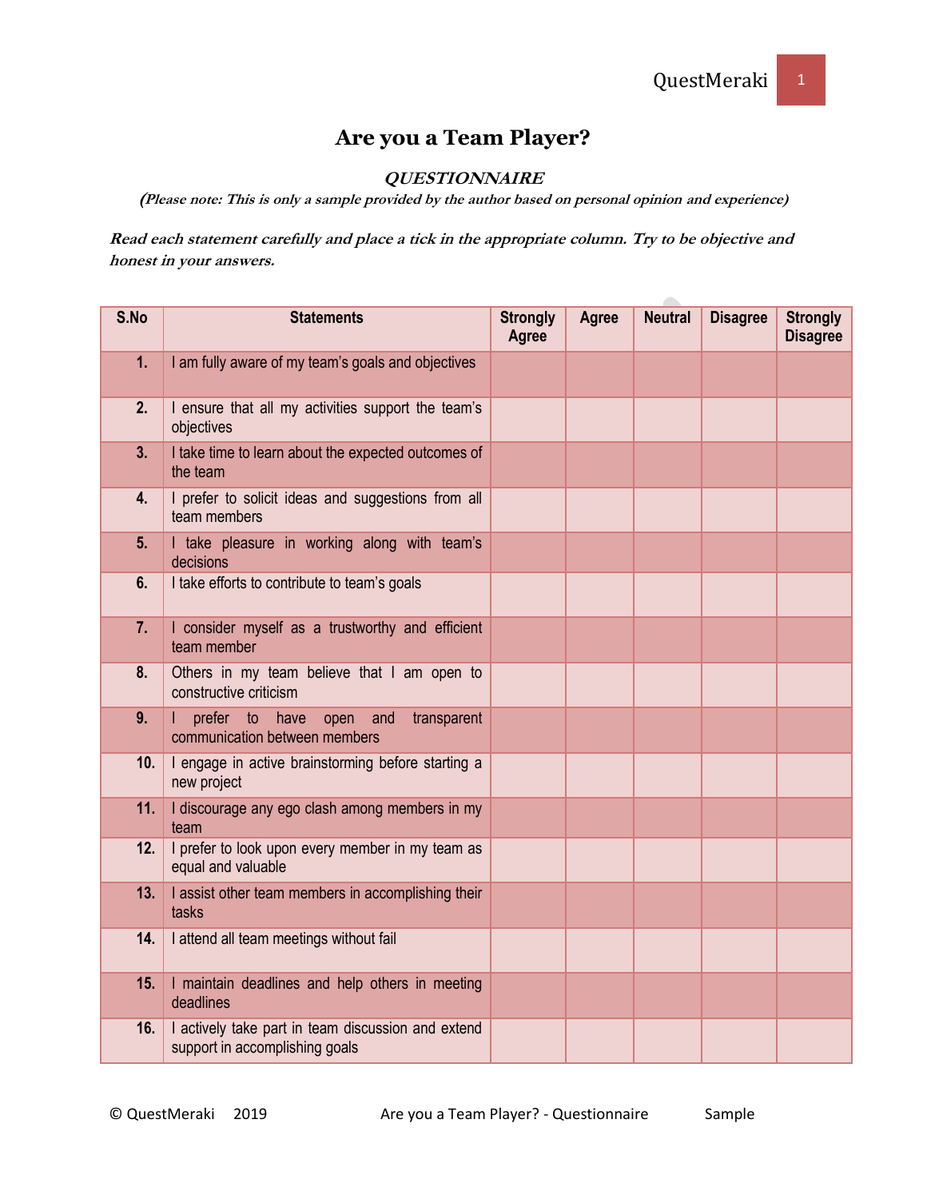# Are you a Team Player?

## *QUESTIONNAIRE*

***(Please note: This is only a sample provided by the author based on personal opinion and experience)***

***Read each statement carefully and place a tick in the appropriate column. Try to be objective and honest in your answers.***

| S.No | Statements | Strongly Agree | Agree | Neutral | Disagree | Strongly Disagree |
|---|---|---|---|---|---|---|
| 1. | I am fully aware of my team's goals and objectives | | | | | |
| 2. | I ensure that all my activities support the team's objectives | | | | | |
| 3. | I take time to learn about the expected outcomes of the team | | | | | |
| 4. | I prefer to solicit ideas and suggestions from all team members | | | | | |
| 5. | I take pleasure in working along with team's decisions | | | | | |
| 6. | I take efforts to contribute to team's goals | | | | | |
| 7. | I consider myself as a trustworthy and efficient team member | | | | | |
| 8. | Others in my team believe that I am open to constructive criticism | | | | | |
| 9. | I prefer to have open and transparent communication between members | | | | | |
| 10. | I engage in active brainstorming before starting a new project | | | | | |
| 11. | I discourage any ego clash among members in my team | | | | | |
| 12. | I prefer to look upon every member in my team as equal and valuable | | | | | |
| 13. | I assist other team members in accomplishing their tasks | | | | | |
| 14. | I attend all team meetings without fail | | | | | |
| 15. | I maintain deadlines and help others in meeting deadlines | | | | | |
| 16. | I actively take part in team discussion and extend support in accomplishing goals | | | | | |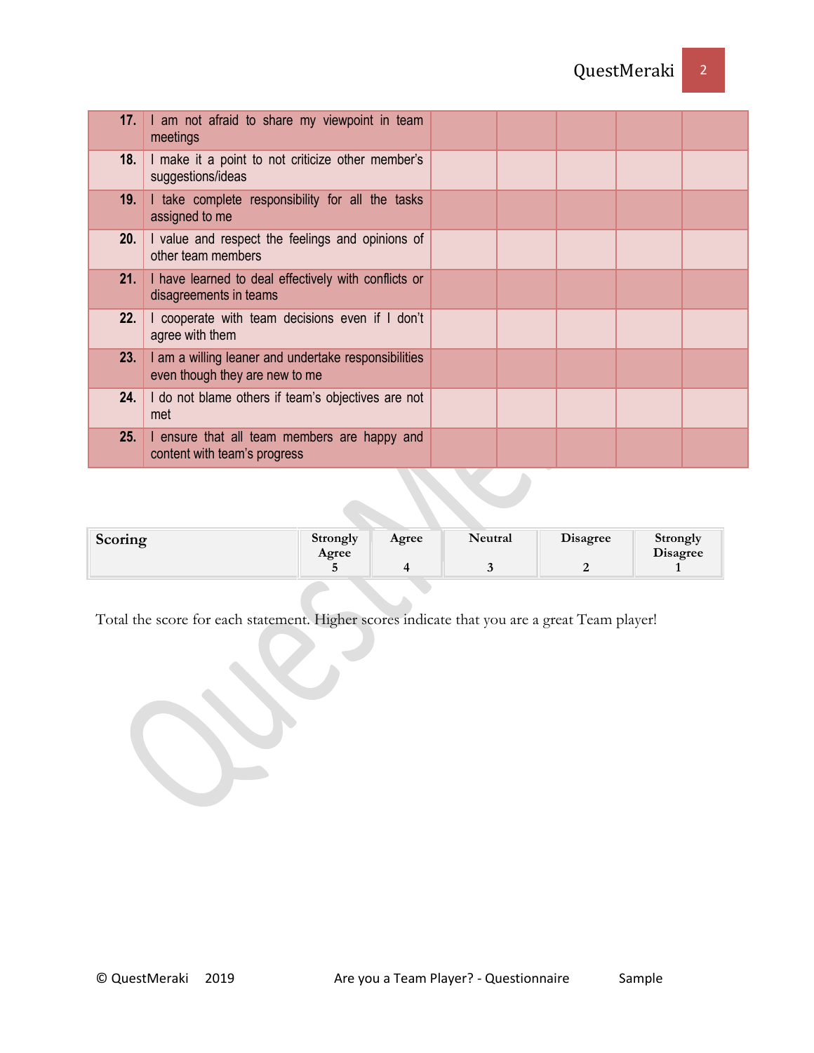| | | | | | | |
|---|---|---|---|---|---|---|
| **17.** | I am not afraid to share my viewpoint in team meetings | | | | | |
| **18.** | I make it a point to not criticize other member's suggestions/ideas | | | | | |
| **19.** | I take complete responsibility for all the tasks assigned to me | | | | | |
| **20.** | I value and respect the feelings and opinions of other team members | | | | | |
| **21.** | I have learned to deal effectively with conflicts or disagreements in teams | | | | | |
| **22.** | I cooperate with team decisions even if I don't agree with them | | | | | |
| **23.** | I am a willing leaner and undertake responsibilities even though they are new to me | | | | | |
| **24.** | I do not blame others if team's objectives are not met | | | | | |
| **25.** | I ensure that all team members are happy and content with team's progress | | | | | |

| Scoring | Strongly Agree 5 | Agree 4 | Neutral 3 | Disagree 2 | Strongly Disagree 1 |
|---|---|---|---|---|---|

Total the score for each statement. Higher scores indicate that you are a great Team player!